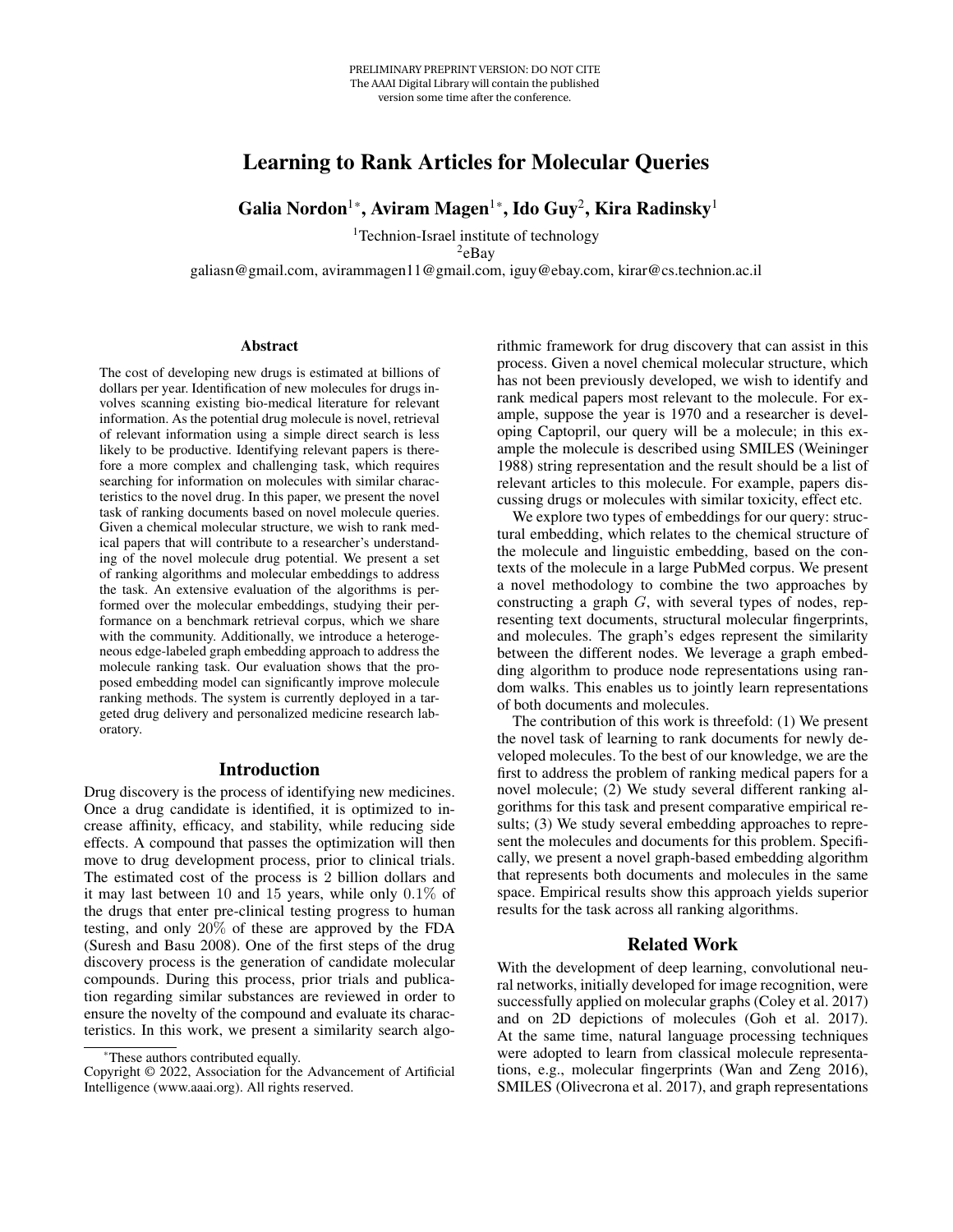PRELIMINARY PREPRINT VERSION: DO NOT CITE
The AAAI Digital Library will contain the published version some time after the conference.

# Learning to Rank Articles for Molecular Queries

**Galia Nordon[1*], Aviram Magen[1*], Ido Guy[2], Kira Radinsky[1]**

[1]Technion-Israel institute of technology
[2]eBay
galiasn@gmail.com, avirammagen11@gmail.com, iguy@ebay.com, kirar@cs.technion.ac.il

## Abstract

The cost of developing new drugs is estimated at billions of dollars per year. Identification of new molecules for drugs involves scanning existing bio-medical literature for relevant information. As the potential drug molecule is novel, retrieval of relevant information using a simple direct search is less likely to be productive. Identifying relevant papers is therefore a more complex and challenging task, which requires searching for information on molecules with similar characteristics to the novel drug. In this paper, we present the novel task of ranking documents based on novel molecule queries. Given a chemical molecular structure, we wish to rank medical papers that will contribute to a researcher's understanding of the novel molecule drug potential. We present a set of ranking algorithms and molecular embeddings to address the task. An extensive evaluation of the algorithms is performed over the molecular embeddings, studying their performance on a benchmark retrieval corpus, which we share with the community. Additionally, we introduce a heterogeneous edge-labeled graph embedding approach to address the molecule ranking task. Our evaluation shows that the proposed embedding model can significantly improve molecule ranking methods. The system is currently deployed in a targeted drug delivery and personalized medicine research laboratory.

## Introduction

Drug discovery is the process of identifying new medicines. Once a drug candidate is identified, it is optimized to increase affinity, efficacy, and stability, while reducing side effects. A compound that passes the optimization will then move to drug development process, prior to clinical trials. The estimated cost of the process is 2 billion dollars and it may last between 10 and 15 years, while only $0.1\%$ of the drugs that enter pre-clinical testing progress to human testing, and only $20\%$ of these are approved by the FDA (Suresh and Basu 2008). One of the first steps of the drug discovery process is the generation of candidate molecular compounds. During this process, prior trials and publication regarding similar substances are reviewed in order to ensure the novelty of the compound and evaluate its characteristics. In this work, we present a similarity search algorithmic framework for drug discovery that can assist in this process. Given a novel chemical molecular structure, which has not been previously developed, we wish to identify and rank medical papers most relevant to the molecule. For example, suppose the year is 1970 and a researcher is developing Captopril, our query will be a molecule; in this example the molecule is described using SMILES (Weininger 1988) string representation and the result should be a list of relevant articles to this molecule. For example, papers discussing drugs or molecules with similar toxicity, effect etc.

We explore two types of embeddings for our query: structural embedding, which relates to the chemical structure of the molecule and linguistic embedding, based on the contexts of the molecule in a large PubMed corpus. We present a novel methodology to combine the two approaches by constructing a graph $G$, with several types of nodes, representing text documents, structural molecular fingerprints, and molecules. The graph's edges represent the similarity between the different nodes. We leverage a graph embedding algorithm to produce node representations using random walks. This enables us to jointly learn representations of both documents and molecules.

The contribution of this work is threefold: (1) We present the novel task of learning to rank documents for newly developed molecules. To the best of our knowledge, we are the first to address the problem of ranking medical papers for a novel molecule; (2) We study several different ranking algorithms for this task and present comparative empirical results; (3) We study several embedding approaches to represent the molecules and documents for this problem. Specifically, we present a novel graph-based embedding algorithm that represents both documents and molecules in the same space. Empirical results show this approach yields superior results for the task across all ranking algorithms.

## Related Work

With the development of deep learning, convolutional neural networks, initially developed for image recognition, were successfully applied on molecular graphs (Coley et al. 2017) and on 2D depictions of molecules (Goh et al. 2017). At the same time, natural language processing techniques were adopted to learn from classical molecule representations, e.g., molecular fingerprints (Wan and Zeng 2016), SMILES (Olivecrona et al. 2017), and graph representations

*These authors contributed equally.
Copyright © 2022, Association for the Advancement of Artificial Intelligence (www.aaai.org). All rights reserved.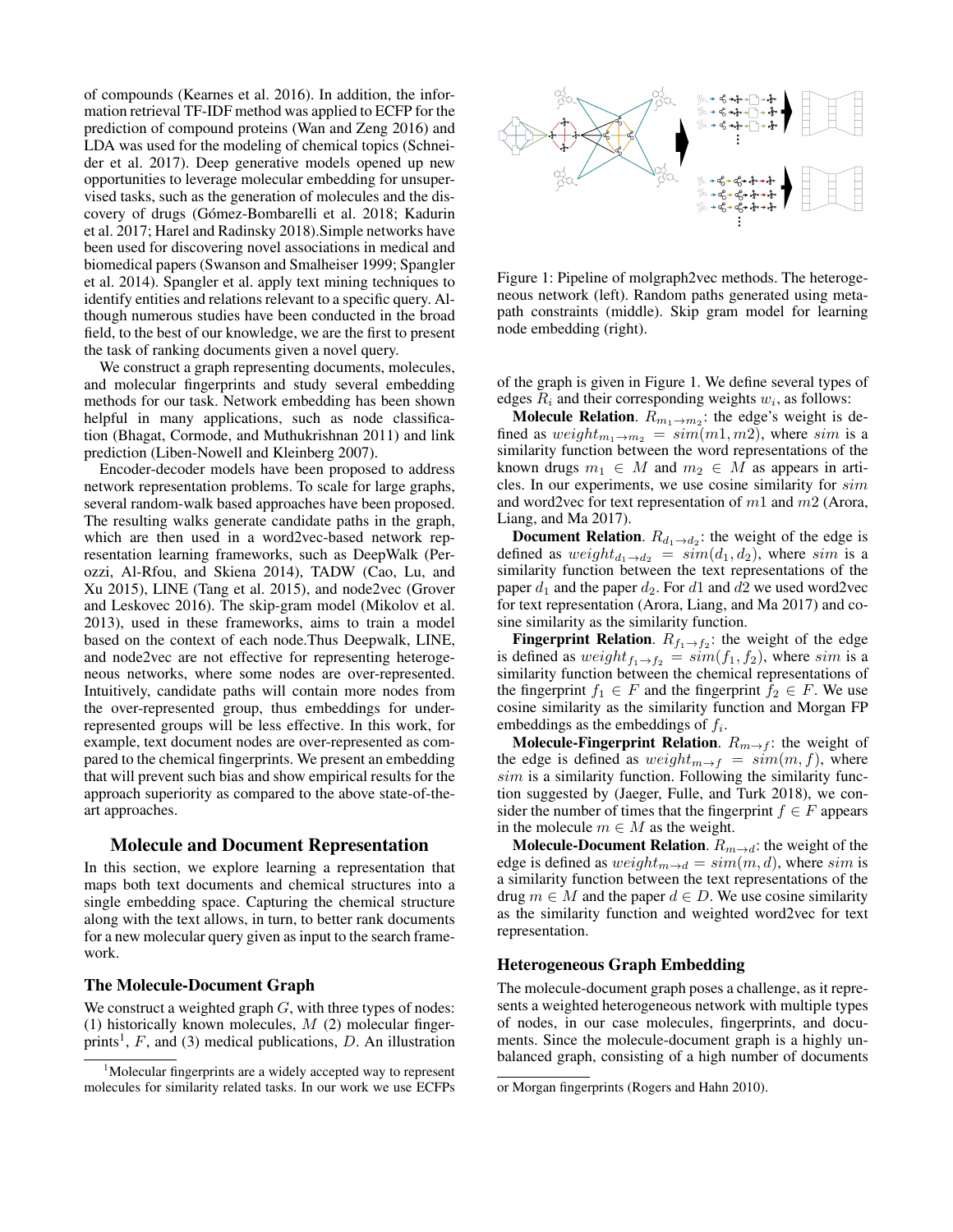of compounds (Kearnes et al. 2016). In addition, the information retrieval TF-IDF method was applied to ECFP for the prediction of compound proteins (Wan and Zeng 2016) and LDA was used for the modeling of chemical topics (Schneider et al. 2017). Deep generative models opened up new opportunities to leverage molecular embedding for unsupervised tasks, such as the generation of molecules and the discovery of drugs (Gómez-Bombarelli et al. 2018; Kadurin et al. 2017; Harel and Radinsky 2018).Simple networks have been used for discovering novel associations in medical and biomedical papers (Swanson and Smalheiser 1999; Spangler et al. 2014). Spangler et al. apply text mining techniques to identify entities and relations relevant to a specific query. Although numerous studies have been conducted in the broad field, to the best of our knowledge, we are the first to present the task of ranking documents given a novel query.

We construct a graph representing documents, molecules, and molecular fingerprints and study several embedding methods for our task. Network embedding has been shown helpful in many applications, such as node classification (Bhagat, Cormode, and Muthukrishnan 2011) and link prediction (Liben-Nowell and Kleinberg 2007).

Encoder-decoder models have been proposed to address network representation problems. To scale for large graphs, several random-walk based approaches have been proposed. The resulting walks generate candidate paths in the graph, which are then used in a word2vec-based network representation learning frameworks, such as DeepWalk (Perozzi, Al-Rfou, and Skiena 2014), TADW (Cao, Lu, and Xu 2015), LINE (Tang et al. 2015), and node2vec (Grover and Leskovec 2016). The skip-gram model (Mikolov et al. 2013), used in these frameworks, aims to train a model based on the context of each node.Thus Deepwalk, LINE, and node2vec are not effective for representing heterogeneous networks, where some nodes are over-represented. Intuitively, candidate paths will contain more nodes from the over-represented group, thus embeddings for under-represented groups will be less effective. In this work, for example, text document nodes are over-represented as compared to the chemical fingerprints. We present an embedding that will prevent such bias and show empirical results for the approach superiority as compared to the above state-of-the-art approaches.

## Molecule and Document Representation

In this section, we explore learning a representation that maps both text documents and chemical structures into a single embedding space. Capturing the chemical structure along with the text allows, in turn, to better rank documents for a new molecular query given as input to the search framework.

### The Molecule-Document Graph

We construct a weighted graph $G$, with three types of nodes: (1) historically known molecules, $M$ (2) molecular fingerprints[1], $F$, and (3) medical publications, $D$. An illustration of the graph is given in Figure 1. We define several types of edges $R_i$ and their corresponding weights $w_i$, as follows:

[1] Molecular fingerprints are a widely accepted way to represent molecules for similarity related tasks. In our work we use ECFPs or Morgan fingerprints (Rogers and Hahn 2010).

Figure 1: Pipeline of molgraph2vec methods. The heterogeneous network (left). Random paths generated using meta-path constraints (middle). Skip gram model for learning node embedding (right).

**Molecule Relation**. $R_{m_1 \to m_2}$: the edge's weight is defined as $weight_{m_1 \to m_2} = sim(m1, m2)$, where $sim$ is a similarity function between the word representations of the known drugs $m_1 \in M$ and $m_2 \in M$ as appears in articles. In our experiments, we use cosine similarity for $sim$ and word2vec for text representation of $m1$ and $m2$ (Arora, Liang, and Ma 2017).

**Document Relation**. $R_{d_1 \to d_2}$: the weight of the edge is defined as $weight_{d_1 \to d_2} = sim(d_1, d_2)$, where $sim$ is a similarity function between the text representations of the paper $d_1$ and the paper $d_2$. For $d1$ and $d2$ we used word2vec for text representation (Arora, Liang, and Ma 2017) and cosine similarity as the similarity function.

**Fingerprint Relation**. $R_{f_1 \to f_2}$: the weight of the edge is defined as $weight_{f_1 \to f_2} = sim(f_1, f_2)$, where $sim$ is a similarity function between the chemical representations of the fingerprint $f_1 \in F$ and the fingerprint $f_2 \in F$. We use cosine similarity as the similarity function and Morgan FP embeddings as the embeddings of $f_i$.

**Molecule-Fingerprint Relation**. $R_{m \to f}$: the weight of the edge is defined as $weight_{m \to f} = sim(m, f)$, where $sim$ is a similarity function. Following the similarity function suggested by (Jaeger, Fulle, and Turk 2018), we consider the number of times that the fingerprint $f \in F$ appears in the molecule $m \in M$ as the weight.

**Molecule-Document Relation**. $R_{m \to d}$: the weight of the edge is defined as $weight_{m \to d} = sim(m, d)$, where $sim$ is a similarity function between the text representations of the drug $m \in M$ and the paper $d \in D$. We use cosine similarity as the similarity function and weighted word2vec for text representation.

### Heterogeneous Graph Embedding

The molecule-document graph poses a challenge, as it represents a weighted heterogeneous network with multiple types of nodes, in our case molecules, fingerprints, and documents. Since the molecule-document graph is a highly unbalanced graph, consisting of a high number of documents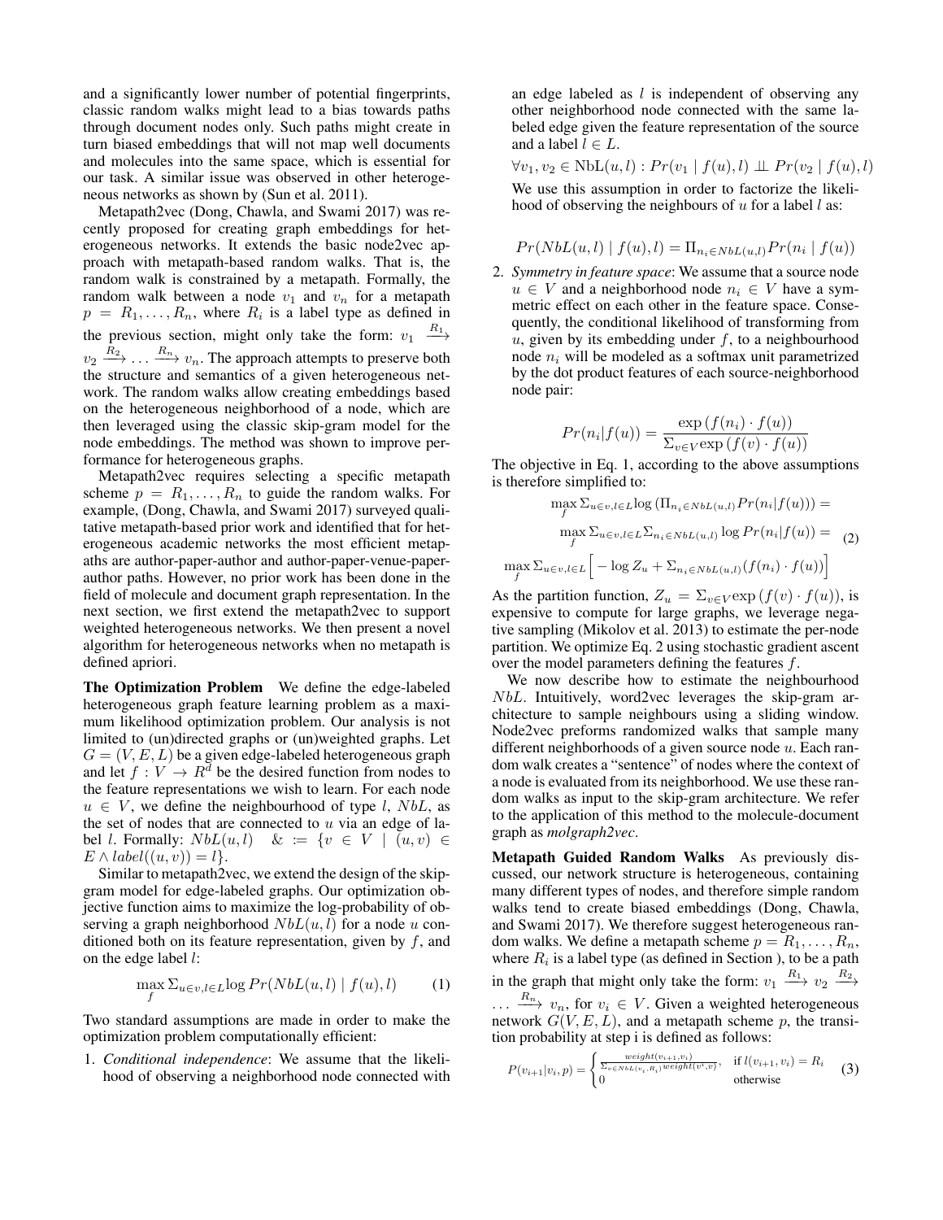and a significantly lower number of potential fingerprints, classic random walks might lead to a bias towards paths through document nodes only. Such paths might create in turn biased embeddings that will not map well documents and molecules into the same space, which is essential for our task. A similar issue was observed in other heterogeneous networks as shown by (Sun et al. 2011).

Metapath2vec (Dong, Chawla, and Swami 2017) was recently proposed for creating graph embeddings for heterogeneous networks. It extends the basic node2vec approach with metapath-based random walks. That is, the random walk is constrained by a metapath. Formally, the random walk between a node $v_1$ and $v_n$ for a metapath $p = R_1, \ldots, R_n$, where $R_i$ is a label type as defined in the previous section, might only take the form: $v_1 \xrightarrow{R_1} v_2 \xrightarrow{R_2} \ldots \xrightarrow{R_n} v_n$. The approach attempts to preserve both the structure and semantics of a given heterogeneous network. The random walks allow creating embeddings based on the heterogeneous neighborhood of a node, which are then leveraged using the classic skip-gram model for the node embeddings. The method was shown to improve performance for heterogeneous graphs.

Metapath2vec requires selecting a specific metapath scheme $p = R_1, \ldots, R_n$ to guide the random walks. For example, (Dong, Chawla, and Swami 2017) surveyed qualitative metapath-based prior work and identified that for heterogeneous academic networks the most efficient metapaths are author-paper-author and author-paper-venue-paper-author paths. However, no prior work has been done in the field of molecule and document graph representation. In the next section, we first extend the metapath2vec to support weighted heterogeneous networks. We then present a novel algorithm for heterogeneous networks when no metapath is defined apriori.

**The Optimization Problem** We define the edge-labeled heterogeneous graph feature learning problem as a maximum likelihood optimization problem. Our analysis is not limited to (un)directed graphs or (un)weighted graphs. Let $G = (V, E, L)$ be a given edge-labeled heterogeneous graph and let $f : V \rightarrow R^d$ be the desired function from nodes to the feature representations we wish to learn. For each node $u \in V$, we define the neighbourhood of type $l$, $NbL$, as the set of nodes that are connected to $u$ via an edge of label $l$. Formally: $NbL(u, l) \quad \& := \{v \in V \mid (u, v) \in E \wedge label((u, v)) = l\}$.

Similar to metapath2vec, we extend the design of the skip-gram model for edge-labeled graphs. Our optimization objective function aims to maximize the log-probability of observing a graph neighborhood $NbL(u, l)$ for a node $u$ conditioned both on its feature representation, given by $f$, and on the edge label $l$:

$$\max_f \Sigma_{u \in v, l \in L} \log Pr(NbL(u, l) \mid f(u), l) \tag{1}$$

Two standard assumptions are made in order to make the optimization problem computationally efficient:

1. *Conditional independence*: We assume that the likelihood of observing a neighborhood node connected with an edge labeled as $l$ is independent of observing any other neighborhood node connected with the same labeled edge given the feature representation of the source and a label $l \in L$.

   $\forall v_1, v_2 \in \text{NbL}(u, l) : Pr(v_1 \mid f(u), l) \perp\!\!\!\perp Pr(v_2 \mid f(u), l)$

   We use this assumption in order to factorize the likelihood of observing the neighbours of $u$ for a label $l$ as:

   $$Pr(NbL(u, l) \mid f(u), l) = \Pi_{n_i \in NbL(u,l)} Pr(n_i \mid f(u))$$

2. *Symmetry in feature space*: We assume that a source node $u \in V$ and a neighborhood node $n_i \in V$ have a symmetric effect on each other in the feature space. Consequently, the conditional likelihood of transforming from $u$, given by its embedding under $f$, to a neighbourhood node $n_i$ will be modeled as a softmax unit parametrized by the dot product features of each source-neighborhood node pair:

   $$Pr(n_i | f(u)) = \frac{\exp\left(f(n_i) \cdot f(u)\right)}{\Sigma_{v \in V} \exp\left(f(v) \cdot f(u)\right)}$$

The objective in Eq. 1, according to the above assumptions is therefore simplified to:

$$\begin{aligned} &\max_f \Sigma_{u \in v, l \in L} \log \left(\Pi_{n_i \in NbL(u,l)} Pr(n_i | f(u))\right) = \\ &\max_f \Sigma_{u \in v, l \in L} \Sigma_{n_i \in NbL(u,l)} \log Pr(n_i | f(u)) = \\ &\max_f \Sigma_{u \in v, l \in L} \Big[ -\log Z_u + \Sigma_{n_i \in NbL(u,l)} (f(n_i) \cdot f(u)) \Big] \end{aligned} \tag{2}$$

As the partition function, $Z_u = \Sigma_{v \in V} \exp\left(f(v) \cdot f(u)\right)$, is expensive to compute for large graphs, we leverage negative sampling (Mikolov et al. 2013) to estimate the per-node partition. We optimize Eq. 2 using stochastic gradient ascent over the model parameters defining the features $f$.

We now describe how to estimate the neighbourhood $NbL$. Intuitively, word2vec leverages the skip-gram architecture to sample neighbours using a sliding window. Node2vec preforms randomized walks that sample many different neighborhoods of a given source node $u$. Each random walk creates a "sentence" of nodes where the context of a node is evaluated from its neighborhood. We use these random walks as input to the skip-gram architecture. We refer to the application of this method to the molecule-document graph as *molgraph2vec*.

**Metapath Guided Random Walks** As previously discussed, our network structure is heterogeneous, containing many different types of nodes, and therefore simple random walks tend to create biased embeddings (Dong, Chawla, and Swami 2017). We therefore suggest heterogeneous random walks. We define a metapath scheme $p = R_1, \ldots, R_n$, where $R_i$ is a label type (as defined in Section ), to be a path in the graph that might only take the form: $v_1 \xrightarrow{R_1} v_2 \xrightarrow{R_2} \ldots \xrightarrow{R_n} v_n$, for $v_i \in V$. Given a weighted heterogeneous network $G(V, E, L)$, and a metapath scheme $p$, the transition probability at step i is defined as follows:

$$P(v_{i+1} | v_i, p) = \begin{cases} \frac{weight(v_{i+1}, v_i)}{\Sigma_{v \in NbL(v_i, R_i)} weight(v', v)}, & \text{if } l(v_{i+1}, v_i) = R_i \\ 0 & \text{otherwise} \end{cases} \tag{3}$$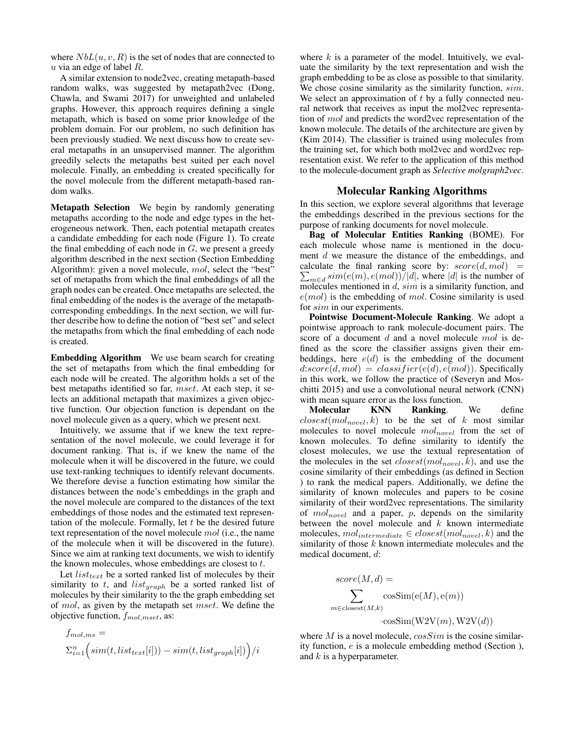where $NbL(u, v, R)$ is the set of nodes that are connected to $u$ via an edge of label $R$.

A similar extension to node2vec, creating metapath-based random walks, was suggested by metapath2vec (Dong, Chawla, and Swami 2017) for unweighted and unlabeled graphs. However, this approach requires defining a single metapath, which is based on some prior knowledge of the problem domain. For our problem, no such definition has been previously studied. We next discuss how to create several metapaths in an unsupervised manner. The algorithm greedily selects the metapaths best suited per each novel molecule. Finally, an embedding is created specifically for the novel molecule from the different metapath-based random walks.

**Metapath Selection** We begin by randomly generating metapaths according to the node and edge types in the heterogeneous network. Then, each potential metapath creates a candidate embedding for each node (Figure 1). To create the final embedding of each node in $G$, we present a greedy algorithm described in the next section (Section Embedding Algorithm): given a novel molecule, $mol$, select the "best" set of metapaths from which the final embeddings of all the graph nodes can be created. Once metapaths are selected, the final embedding of the nodes is the average of the metapath-corresponding embeddings. In the next section, we will further describe how to define the notion of "best set" and select the metapaths from which the final embedding of each node is created.

**Embedding Algorithm** We use beam search for creating the set of metapaths from which the final embedding for each node will be created. The algorithm holds a set of the best metapaths identified so far, $mset$. At each step, it selects an additional metapath that maximizes a given objective function. Our objection function is dependant on the novel molecule given as a query, which we present next.

Intuitively, we assume that if we knew the text representation of the novel molecule, we could leverage it for document ranking. That is, if we knew the name of the molecule when it will be discovered in the future, we could use text-ranking techniques to identify relevant documents. We therefore devise a function estimating how similar the distances between the node's embeddings in the graph and the novel molecule are compared to the distances of the text embeddings of those nodes and the estimated text representation of the molecule. Formally, let $t$ be the desired future text representation of the novel molecule $mol$ (i.e., the name of the molecule when it will be discovered in the future). Since we aim at ranking text documents, we wish to identify the known molecules, whose embeddings are closest to $t$.

Let $list_{text}$ be a sorted ranked list of molecules by their similarity to $t$, and $list_{graph}$ be a sorted ranked list of molecules by their similarity to the the graph embedding set of $mol$, as given by the metapath set $mset$. We define the objective function, $f_{mol,mset}$, as:

$$f_{mol,ms} = \Sigma_{i=1}^{n}\Big(sim(t, list_{text}[i])) - sim(t, list_{graph}[i])\Big)/i$$

where $k$ is a parameter of the model. Intuitively, we evaluate the similarity by the text representation and wish the graph embedding to be as close as possible to that similarity. We chose cosine similarity as the similarity function, $sim$. We select an approximation of $t$ by a fully connected neural network that receives as input the mol2vec representation of $mol$ and predicts the word2vec representation of the known molecule. The details of the architecture are given by (Kim 2014). The classifier is trained using molecules from the training set, for which both mol2vec and word2vec representation exist. We refer to the application of this method to the molecule-document graph as *Selective molgraph2vec*.

## Molecular Ranking Algorithms

In this section, we explore several algorithms that leverage the embeddings described in the previous sections for the purpose of ranking documents for novel molecule.

**Bag of Molecular Entities Ranking** (BOME). For each molecule whose name is mentioned in the document $d$ we measure the distance of the embeddings, and calculate the final ranking score by: $score(d, mol) = \sum_{m \in d} sim(e(m), e(mol))/|d|$, where $|d|$ is the number of molecules mentioned in $d$, $sim$ is a similarity function, and $e(mol)$ is the embedding of $mol$. Cosine similarity is used for $sim$ in our experiments.

**Pointwise Document-Molecule Ranking**. We adopt a pointwise approach to rank molecule-document pairs. The score of a document $d$ and a novel molecule $mol$ is defined as the score the classifier assigns given their embeddings, here $e(d)$ is the embedding of the document $d$:$score(d, mol) = classifier(e(d), e(mol))$. Specifically in this work, we follow the practice of (Severyn and Moschitti 2015) and use a convolutional neural network (CNN) with mean square error as the loss function.

**Molecular KNN Ranking**. We define $closest(mol_{novel}, k)$ to be the set of $k$ most similar molecules to novel molecule $mol_{novel}$ from the set of known molecules. To define similarity to identify the closest molecules, we use the textual representation of the molecules in the set $closest(mol_{novel}, k)$, and use the cosine similarity of their embeddings (as defined in Section ) to rank the medical papers. Additionally, we define the similarity of known molecules and papers to be cosine similarity of their word2vec representations. The similarity of $mol_{novel}$ and a paper, $p$, depends on the similarity between the novel molecule and $k$ known intermediate molecules, $mol_{intermediate} \in closest(mol_{novel}, k)$ and the similarity of those $k$ known intermediate molecules and the medical document, $d$:

$$score(M, d) = \sum_{m \in \text{closest}(M,k)} \text{cosSim}(\text{e}(M), \text{e}(m)) \cdot \text{cosSim}(\text{W2V}(m), \text{W2V}(d))$$

where $M$ is a novel molecule, $cosSim$ is the cosine similarity function, $e$ is a molecule embedding method (Section ), and $k$ is a hyperparameter.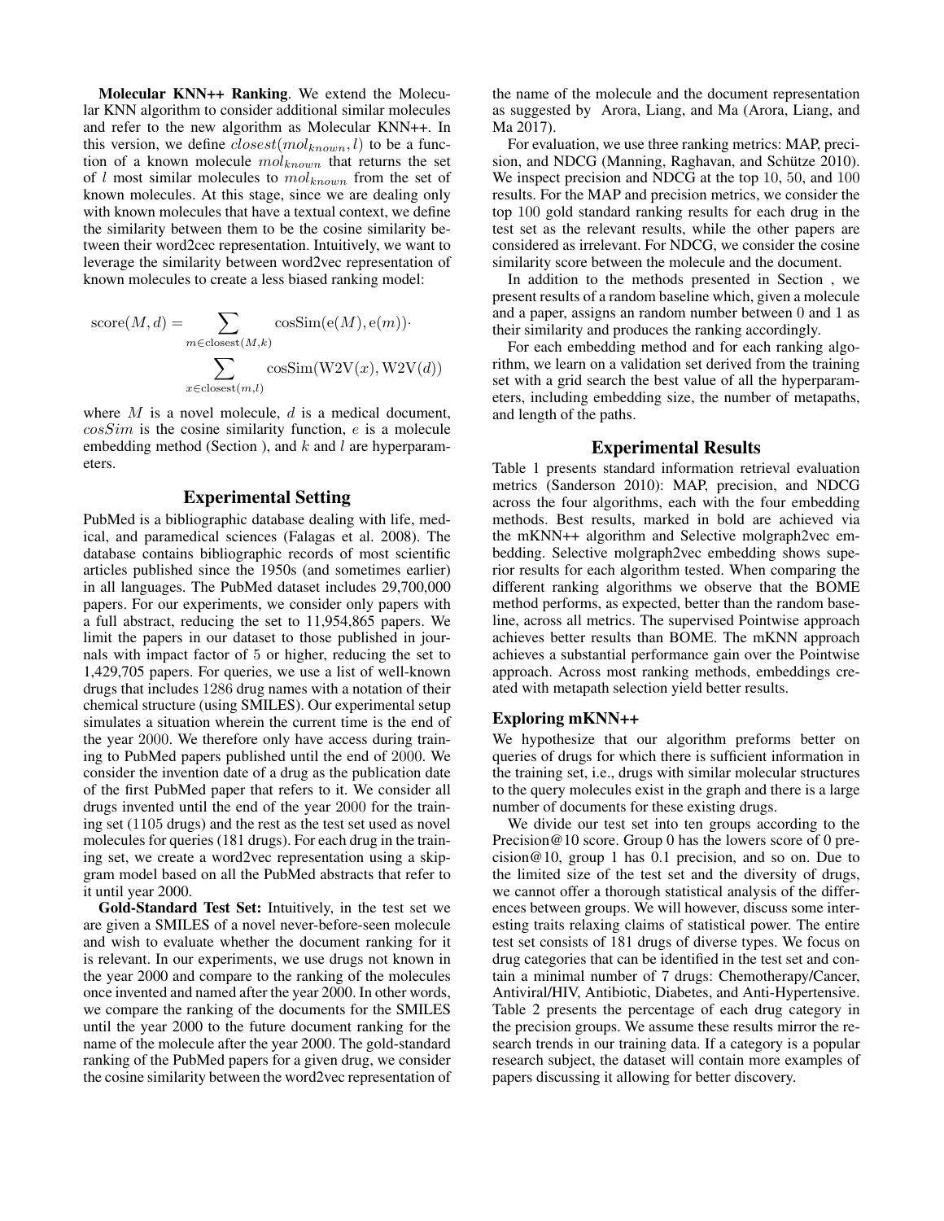**Molecular KNN++ Ranking**. We extend the Molecular KNN algorithm to consider additional similar molecules and refer to the new algorithm as Molecular KNN++. In this version, we define $closest(mol_{known}, l)$ to be a function of a known molecule $mol_{known}$ that returns the set of $l$ most similar molecules to $mol_{known}$ from the set of known molecules. At this stage, since we are dealing only with known molecules that have a textual context, we define the similarity between them to be the cosine similarity between their word2cec representation. Intuitively, we want to leverage the similarity between word2vec representation of known molecules to create a less biased ranking model:

$$\text{score}(M, d) = \sum_{m \in \text{closest}(M,k)} \text{cosSim}(\text{e}(M), \text{e}(m)) \cdot \sum_{x \in \text{closest}(m,l)} \text{cosSim}(\text{W2V}(x), \text{W2V}(d))$$

where $M$ is a novel molecule, $d$ is a medical document, $cosSim$ is the cosine similarity function, $e$ is a molecule embedding method (Section ), and $k$ and $l$ are hyperparameters.

## Experimental Setting

PubMed is a bibliographic database dealing with life, medical, and paramedical sciences (Falagas et al. 2008). The database contains bibliographic records of most scientific articles published since the 1950s (and sometimes earlier) in all languages. The PubMed dataset includes 29,700,000 papers. For our experiments, we consider only papers with a full abstract, reducing the set to 11,954,865 papers. We limit the papers in our dataset to those published in journals with impact factor of 5 or higher, reducing the set to 1,429,705 papers. For queries, we use a list of well-known drugs that includes 1286 drug names with a notation of their chemical structure (using SMILES). Our experimental setup simulates a situation wherein the current time is the end of the year 2000. We therefore only have access during training to PubMed papers published until the end of 2000. We consider the invention date of a drug as the publication date of the first PubMed paper that refers to it. We consider all drugs invented until the end of the year 2000 for the training set (1105 drugs) and the rest as the test set used as novel molecules for queries (181 drugs). For each drug in the training set, we create a word2vec representation using a skip-gram model based on all the PubMed abstracts that refer to it until year 2000.

**Gold-Standard Test Set:** Intuitively, in the test set we are given a SMILES of a novel never-before-seen molecule and wish to evaluate whether the document ranking for it is relevant. In our experiments, we use drugs not known in the year 2000 and compare to the ranking of the molecules once invented and named after the year 2000. In other words, we compare the ranking of the documents for the SMILES until the year 2000 to the future document ranking for the name of the molecule after the year 2000. The gold-standard ranking of the PubMed papers for a given drug, we consider the cosine similarity between the word2vec representation of the name of the molecule and the document representation as suggested by Arora, Liang, and Ma (Arora, Liang, and Ma 2017).

For evaluation, we use three ranking metrics: MAP, precision, and NDCG (Manning, Raghavan, and Schütze 2010). We inspect precision and NDCG at the top 10, 50, and 100 results. For the MAP and precision metrics, we consider the top 100 gold standard ranking results for each drug in the test set as the relevant results, while the other papers are considered as irrelevant. For NDCG, we consider the cosine similarity score between the molecule and the document.

In addition to the methods presented in Section , we present results of a random baseline which, given a molecule and a paper, assigns an random number between 0 and 1 as their similarity and produces the ranking accordingly.

For each embedding method and for each ranking algorithm, we learn on a validation set derived from the training set with a grid search the best value of all the hyperparameters, including embedding size, the number of metapaths, and length of the paths.

## Experimental Results

Table 1 presents standard information retrieval evaluation metrics (Sanderson 2010): MAP, precision, and NDCG across the four algorithms, each with the four embedding methods. Best results, marked in bold are achieved via the mKNN++ algorithm and Selective molgraph2vec embedding. Selective molgraph2vec embedding shows superior results for each algorithm tested. When comparing the different ranking algorithms we observe that the BOME method performs, as expected, better than the random baseline, across all metrics. The supervised Pointwise approach achieves better results than BOME. The mKNN approach achieves a substantial performance gain over the Pointwise approach. Across most ranking methods, embeddings created with metapath selection yield better results.

### Exploring mKNN++

We hypothesize that our algorithm preforms better on queries of drugs for which there is sufficient information in the training set, i.e., drugs with similar molecular structures to the query molecules exist in the graph and there is a large number of documents for these existing drugs.

We divide our test set into ten groups according to the Precision@10 score. Group 0 has the lowers score of 0 precision@10, group 1 has 0.1 precision, and so on. Due to the limited size of the test set and the diversity of drugs, we cannot offer a thorough statistical analysis of the differences between groups. We will however, discuss some interesting traits relaxing claims of statistical power. The entire test set consists of 181 drugs of diverse types. We focus on drug categories that can be identified in the test set and contain a minimal number of 7 drugs: Chemotherapy/Cancer, Antiviral/HIV, Antibiotic, Diabetes, and Anti-Hypertensive. Table 2 presents the percentage of each drug category in the precision groups. We assume these results mirror the research trends in our training data. If a category is a popular research subject, the dataset will contain more examples of papers discussing it allowing for better discovery.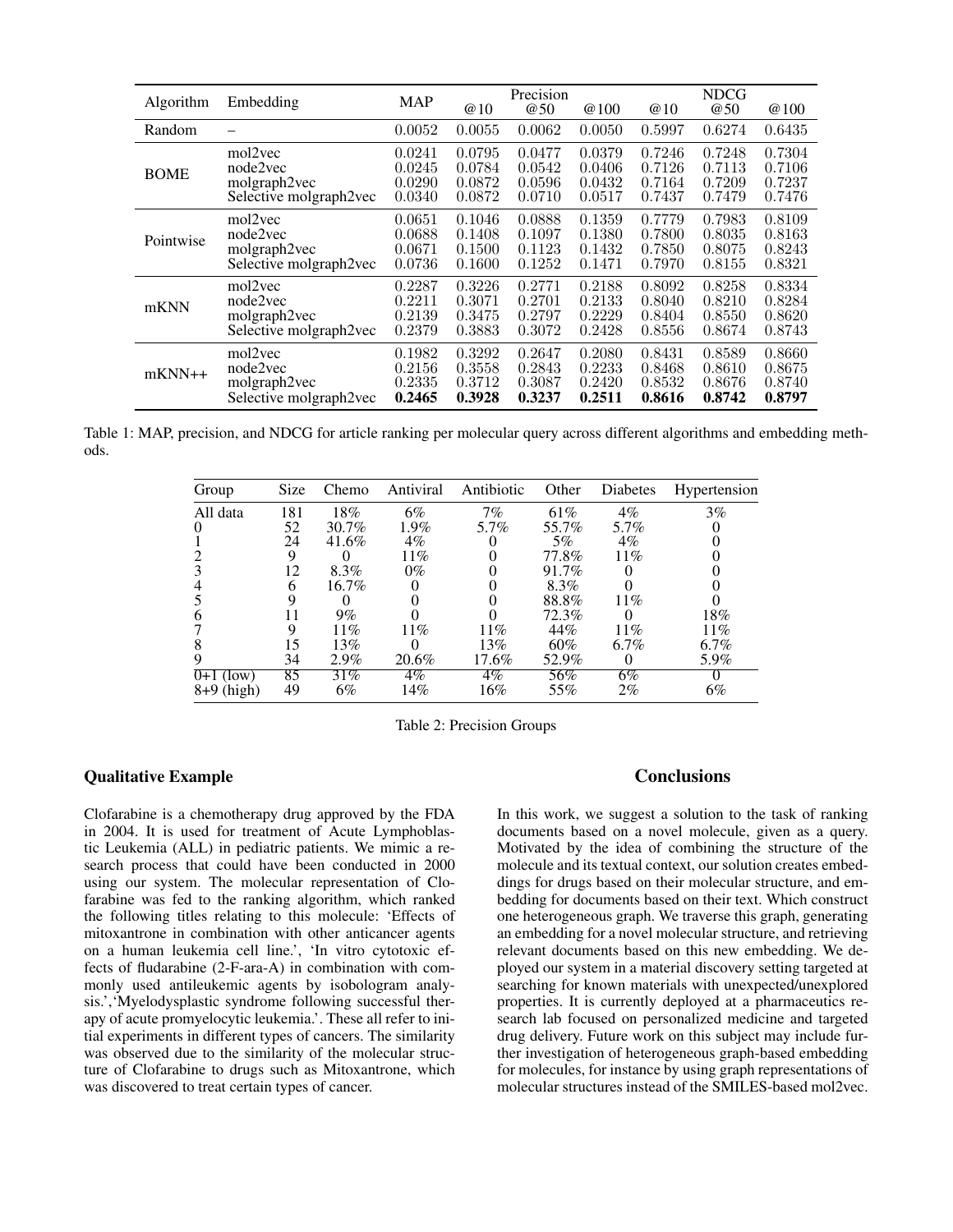| Algorithm | Embedding | MAP | Precision | | | NDCG | | |
|---|---|---|---|---|---|---|---|---|
| | | | @10 | @50 | @100 | @10 | @50 | @100 |
| Random | – | 0.0052 | 0.0055 | 0.0062 | 0.0050 | 0.5997 | 0.6274 | 0.6435 |
| BOME | mol2vec | 0.0241 | 0.0795 | 0.0477 | 0.0379 | 0.7246 | 0.7248 | 0.7304 |
| | node2vec | 0.0245 | 0.0784 | 0.0542 | 0.0406 | 0.7126 | 0.7113 | 0.7106 |
| | molgraph2vec | 0.0290 | 0.0872 | 0.0596 | 0.0432 | 0.7164 | 0.7209 | 0.7237 |
| | Selective molgraph2vec | 0.0340 | 0.0872 | 0.0710 | 0.0517 | 0.7437 | 0.7479 | 0.7476 |
| Pointwise | mol2vec | 0.0651 | 0.1046 | 0.0888 | 0.1359 | 0.7779 | 0.7983 | 0.8109 |
| | node2vec | 0.0688 | 0.1408 | 0.1097 | 0.1380 | 0.7800 | 0.8035 | 0.8163 |
| | molgraph2vec | 0.0671 | 0.1500 | 0.1123 | 0.1432 | 0.7850 | 0.8075 | 0.8243 |
| | Selective molgraph2vec | 0.0736 | 0.1600 | 0.1252 | 0.1471 | 0.7970 | 0.8155 | 0.8321 |
| mKNN | mol2vec | 0.2287 | 0.3226 | 0.2771 | 0.2188 | 0.8092 | 0.8258 | 0.8334 |
| | node2vec | 0.2211 | 0.3071 | 0.2701 | 0.2133 | 0.8040 | 0.8210 | 0.8284 |
| | molgraph2vec | 0.2139 | 0.3475 | 0.2797 | 0.2229 | 0.8404 | 0.8550 | 0.8620 |
| | Selective molgraph2vec | 0.2379 | 0.3883 | 0.3072 | 0.2428 | 0.8556 | 0.8674 | 0.8743 |
| mKNN++ | mol2vec | 0.1982 | 0.3292 | 0.2647 | 0.2080 | 0.8431 | 0.8589 | 0.8660 |
| | node2vec | 0.2156 | 0.3558 | 0.2843 | 0.2233 | 0.8468 | 0.8610 | 0.8675 |
| | molgraph2vec | 0.2335 | 0.3712 | 0.3087 | 0.2420 | 0.8532 | 0.8676 | 0.8740 |
| | Selective molgraph2vec | **0.2465** | **0.3928** | **0.3237** | **0.2511** | **0.8616** | **0.8742** | **0.8797** |

Table 1: MAP, precision, and NDCG for article ranking per molecular query across different algorithms and embedding methods.

| Group | Size | Chemo | Antiviral | Antibiotic | Other | Diabetes | Hypertension |
|---|---|---|---|---|---|---|---|
| All data | 181 | 18% | 6% | 7% | 61% | 4% | 3% |
| 0 | 52 | 30.7% | 1.9% | 5.7% | 55.7% | 5.7% | 0 |
| 1 | 24 | 41.6% | 4% | 0 | 5% | 4% | 0 |
| 2 | 9 | 0 | 11% | 0 | 77.8% | 11% | 0 |
| 3 | 12 | 8.3% | 0% | 0 | 91.7% | 0 | 0 |
| 4 | 6 | 16.7% | 0 | 0 | 8.3% | 0 | 0 |
| 5 | 9 | 0 | 0 | 0 | 88.8% | 11% | 0 |
| 6 | 11 | 9% | 0 | 0 | 72.3% | 0 | 18% |
| 7 | 9 | 11% | 11% | 11% | 44% | 11% | 11% |
| 8 | 15 | 13% | 0 | 13% | 60% | 6.7% | 6.7% |
| 9 | 34 | 2.9% | 20.6% | 17.6% | 52.9% | 0 | 5.9% |
| 0+1 (low) | 85 | 31% | 4% | 4% | 56% | 6% | 0 |
| 8+9 (high) | 49 | 6% | 14% | 16% | 55% | 2% | 6% |

Table 2: Precision Groups

### Qualitative Example

Clofarabine is a chemotherapy drug approved by the FDA in 2004. It is used for treatment of Acute Lymphoblastic Leukemia (ALL) in pediatric patients. We mimic a research process that could have been conducted in 2000 using our system. The molecular representation of Clofarabine was fed to the ranking algorithm, which ranked the following titles relating to this molecule: 'Effects of mitoxantrone in combination with other anticancer agents on a human leukemia cell line.', 'In vitro cytotoxic effects of fludarabine (2-F-ara-A) in combination with commonly used antileukemic agents by isobologram analysis.','Myelodysplastic syndrome following successful therapy of acute promyelocytic leukemia.'. These all refer to initial experiments in different types of cancers. The similarity was observed due to the similarity of the molecular structure of Clofarabine to drugs such as Mitoxantrone, which was discovered to treat certain types of cancer.

## Conclusions

In this work, we suggest a solution to the task of ranking documents based on a novel molecule, given as a query. Motivated by the idea of combining the structure of the molecule and its textual context, our solution creates embeddings for drugs based on their molecular structure, and embedding for documents based on their text. Which construct one heterogeneous graph. We traverse this graph, generating an embedding for a novel molecular structure, and retrieving relevant documents based on this new embedding. We deployed our system in a material discovery setting targeted at searching for known materials with unexpected/unexplored properties. It is currently deployed at a pharmaceutics research lab focused on personalized medicine and targeted drug delivery. Future work on this subject may include further investigation of heterogeneous graph-based embedding for molecules, for instance by using graph representations of molecular structures instead of the SMILES-based mol2vec.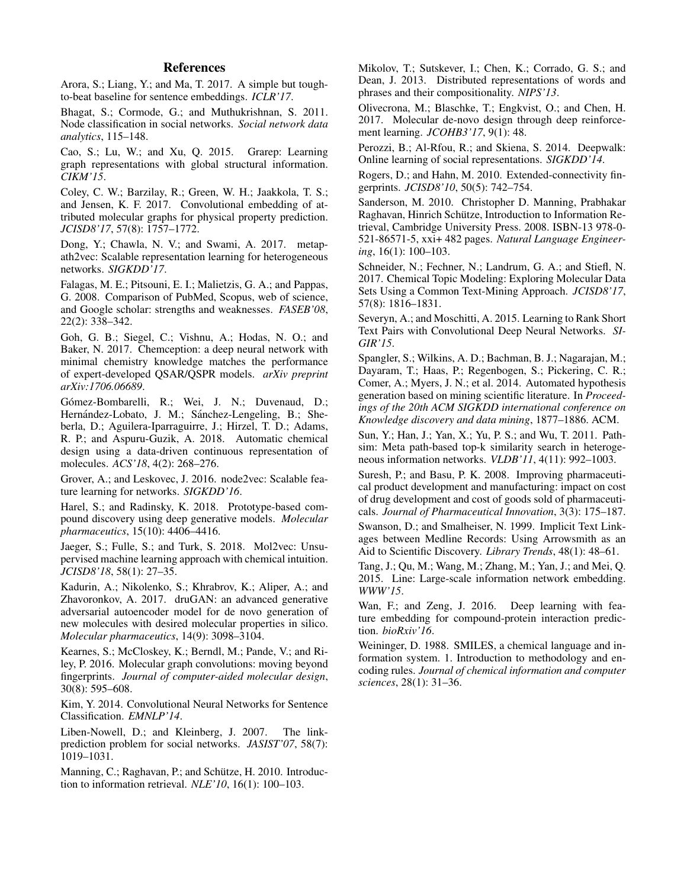## References

Arora, S.; Liang, Y.; and Ma, T. 2017. A simple but tough-to-beat baseline for sentence embeddings. *ICLR'17*.

Bhagat, S.; Cormode, G.; and Muthukrishnan, S. 2011. Node classification in social networks. *Social network data analytics*, 115–148.

Cao, S.; Lu, W.; and Xu, Q. 2015. Grarep: Learning graph representations with global structural information. *CIKM'15*.

Coley, C. W.; Barzilay, R.; Green, W. H.; Jaakkola, T. S.; and Jensen, K. F. 2017. Convolutional embedding of attributed molecular graphs for physical property prediction. *JCISD8'17*, 57(8): 1757–1772.

Dong, Y.; Chawla, N. V.; and Swami, A. 2017. metapath2vec: Scalable representation learning for heterogeneous networks. *SIGKDD'17*.

Falagas, M. E.; Pitsouni, E. I.; Malietzis, G. A.; and Pappas, G. 2008. Comparison of PubMed, Scopus, web of science, and Google scholar: strengths and weaknesses. *FASEB'08*, 22(2): 338–342.

Goh, G. B.; Siegel, C.; Vishnu, A.; Hodas, N. O.; and Baker, N. 2017. Chemception: a deep neural network with minimal chemistry knowledge matches the performance of expert-developed QSAR/QSPR models. *arXiv preprint arXiv:1706.06689*.

Gómez-Bombarelli, R.; Wei, J. N.; Duvenaud, D.; Hernández-Lobato, J. M.; Sánchez-Lengeling, B.; Sheberla, D.; Aguilera-Iparraguirre, J.; Hirzel, T. D.; Adams, R. P.; and Aspuru-Guzik, A. 2018. Automatic chemical design using a data-driven continuous representation of molecules. *ACS'18*, 4(2): 268–276.

Grover, A.; and Leskovec, J. 2016. node2vec: Scalable feature learning for networks. *SIGKDD'16*.

Harel, S.; and Radinsky, K. 2018. Prototype-based compound discovery using deep generative models. *Molecular pharmaceutics*, 15(10): 4406–4416.

Jaeger, S.; Fulle, S.; and Turk, S. 2018. Mol2vec: Unsupervised machine learning approach with chemical intuition. *JCISD8'18*, 58(1): 27–35.

Kadurin, A.; Nikolenko, S.; Khrabrov, K.; Aliper, A.; and Zhavoronkov, A. 2017. druGAN: an advanced generative adversarial autoencoder model for de novo generation of new molecules with desired molecular properties in silico. *Molecular pharmaceutics*, 14(9): 3098–3104.

Kearnes, S.; McCloskey, K.; Berndl, M.; Pande, V.; and Riley, P. 2016. Molecular graph convolutions: moving beyond fingerprints. *Journal of computer-aided molecular design*, 30(8): 595–608.

Kim, Y. 2014. Convolutional Neural Networks for Sentence Classification. *EMNLP'14*.

Liben-Nowell, D.; and Kleinberg, J. 2007. The link-prediction problem for social networks. *JASIST'07*, 58(7): 1019–1031.

Manning, C.; Raghavan, P.; and Schütze, H. 2010. Introduction to information retrieval. *NLE'10*, 16(1): 100–103.

Mikolov, T.; Sutskever, I.; Chen, K.; Corrado, G. S.; and Dean, J. 2013. Distributed representations of words and phrases and their compositionality. *NIPS'13*.

Olivecrona, M.; Blaschke, T.; Engkvist, O.; and Chen, H. 2017. Molecular de-novo design through deep reinforcement learning. *JCOHB3'17*, 9(1): 48.

Perozzi, B.; Al-Rfou, R.; and Skiena, S. 2014. Deepwalk: Online learning of social representations. *SIGKDD'14*.

Rogers, D.; and Hahn, M. 2010. Extended-connectivity fingerprints. *JCISD8'10*, 50(5): 742–754.

Sanderson, M. 2010. Christopher D. Manning, Prabhakar Raghavan, Hinrich Schütze, Introduction to Information Retrieval, Cambridge University Press. 2008. ISBN-13 978-0-521-86571-5, xxi+ 482 pages. *Natural Language Engineering*, 16(1): 100–103.

Schneider, N.; Fechner, N.; Landrum, G. A.; and Stiefl, N. 2017. Chemical Topic Modeling: Exploring Molecular Data Sets Using a Common Text-Mining Approach. *JCISD8'17*, 57(8): 1816–1831.

Severyn, A.; and Moschitti, A. 2015. Learning to Rank Short Text Pairs with Convolutional Deep Neural Networks. *SIGIR'15*.

Spangler, S.; Wilkins, A. D.; Bachman, B. J.; Nagarajan, M.; Dayaram, T.; Haas, P.; Regenbogen, S.; Pickering, C. R.; Comer, A.; Myers, J. N.; et al. 2014. Automated hypothesis generation based on mining scientific literature. In *Proceedings of the 20th ACM SIGKDD international conference on Knowledge discovery and data mining*, 1877–1886. ACM.

Sun, Y.; Han, J.; Yan, X.; Yu, P. S.; and Wu, T. 2011. Pathsim: Meta path-based top-k similarity search in heterogeneous information networks. *VLDB'11*, 4(11): 992–1003.

Suresh, P.; and Basu, P. K. 2008. Improving pharmaceutical product development and manufacturing: impact on cost of drug development and cost of goods sold of pharmaceuticals. *Journal of Pharmaceutical Innovation*, 3(3): 175–187.

Swanson, D.; and Smalheiser, N. 1999. Implicit Text Linkages between Medline Records: Using Arrowsmith as an Aid to Scientific Discovery. *Library Trends*, 48(1): 48–61.

Tang, J.; Qu, M.; Wang, M.; Zhang, M.; Yan, J.; and Mei, Q. 2015. Line: Large-scale information network embedding. *WWW'15*.

Wan, F.; and Zeng, J. 2016. Deep learning with feature embedding for compound-protein interaction prediction. *bioRxiv'16*.

Weininger, D. 1988. SMILES, a chemical language and information system. 1. Introduction to methodology and encoding rules. *Journal of chemical information and computer sciences*, 28(1): 31–36.